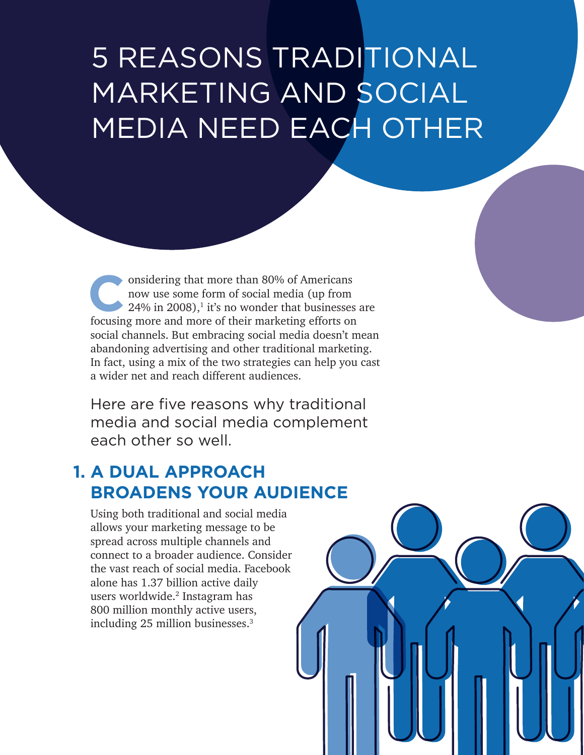# 5 REASONS TRADITIONAL MARKETING AND SOCIAL MEDIA NEED EACH OTHER

Considering that more than 80% of Americans now use some form of social media (up from 24% in 2008),[1] it's no wonder that businesses are focusing more and more of their marketing efforts on social channels. But embracing social media doesn't mean abandoning advertising and other traditional marketing. In fact, using a mix of the two strategies can help you cast a wider net and reach different audiences.

Here are five reasons why traditional media and social media complement each other so well.

## 1. A DUAL APPROACH BROADENS YOUR AUDIENCE

Using both traditional and social media allows your marketing message to be spread across multiple channels and connect to a broader audience. Consider the vast reach of social media. Facebook alone has 1.37 billion active daily users worldwide.[2] Instagram has 800 million monthly active users, including 25 million businesses.[3]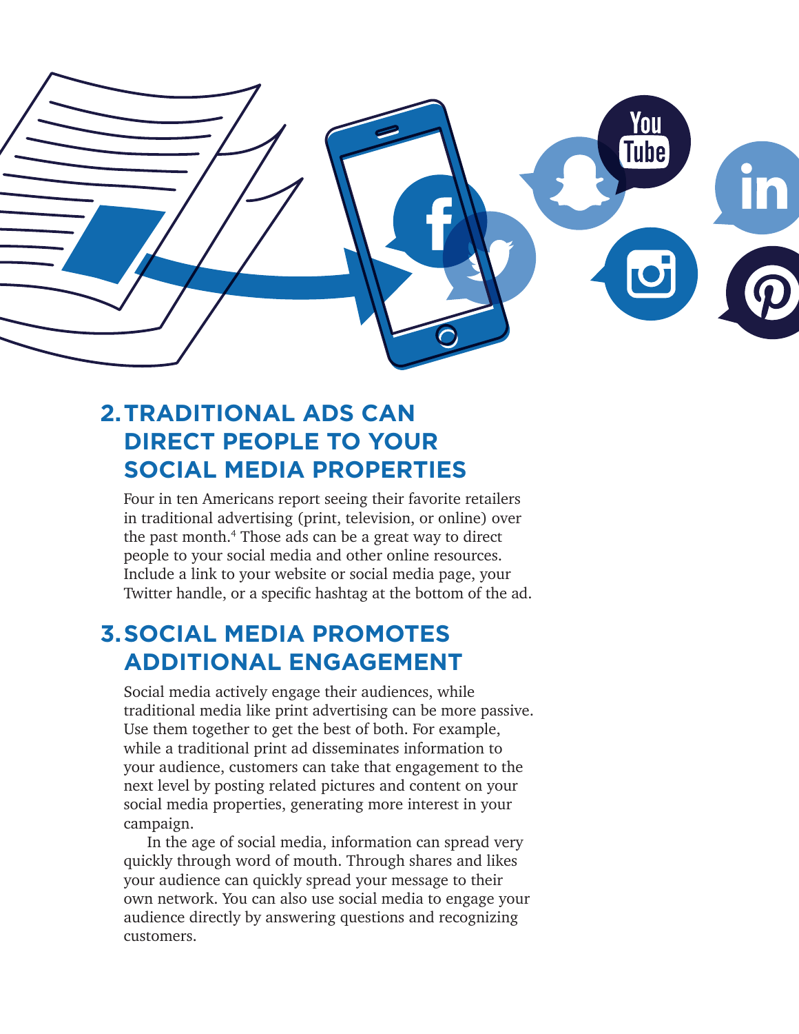## 2. TRADITIONAL ADS CAN DIRECT PEOPLE TO YOUR SOCIAL MEDIA PROPERTIES

Four in ten Americans report seeing their favorite retailers in traditional advertising (print, television, or online) over the past month.[4] Those ads can be a great way to direct people to your social media and other online resources. Include a link to your website or social media page, your Twitter handle, or a specific hashtag at the bottom of the ad.

## 3. SOCIAL MEDIA PROMOTES ADDITIONAL ENGAGEMENT

Social media actively engage their audiences, while traditional media like print advertising can be more passive. Use them together to get the best of both. For example, while a traditional print ad disseminates information to your audience, customers can take that engagement to the next level by posting related pictures and content on your social media properties, generating more interest in your campaign.

In the age of social media, information can spread very quickly through word of mouth. Through shares and likes your audience can quickly spread your message to their own network. You can also use social media to engage your audience directly by answering questions and recognizing customers.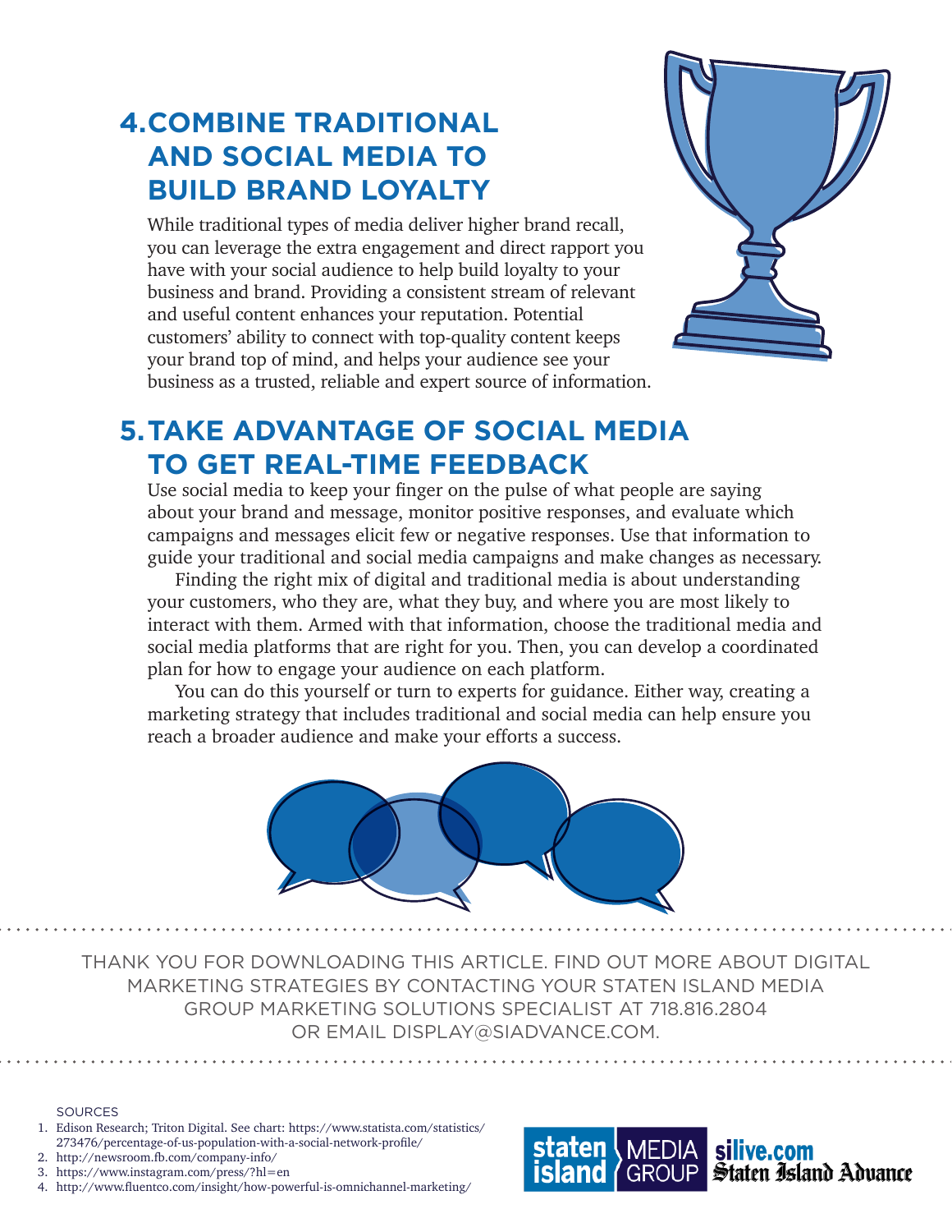## 4. COMBINE TRADITIONAL AND SOCIAL MEDIA TO BUILD BRAND LOYALTY

While traditional types of media deliver higher brand recall, you can leverage the extra engagement and direct rapport you have with your social audience to help build loyalty to your business and brand. Providing a consistent stream of relevant and useful content enhances your reputation. Potential customers' ability to connect with top-quality content keeps your brand top of mind, and helps your audience see your business as a trusted, reliable and expert source of information.

## 5. TAKE ADVANTAGE OF SOCIAL MEDIA TO GET REAL-TIME FEEDBACK

Use social media to keep your finger on the pulse of what people are saying about your brand and message, monitor positive responses, and evaluate which campaigns and messages elicit few or negative responses. Use that information to guide your traditional and social media campaigns and make changes as necessary.

Finding the right mix of digital and traditional media is about understanding your customers, who they are, what they buy, and where you are most likely to interact with them. Armed with that information, choose the traditional media and social media platforms that are right for you. Then, you can develop a coordinated plan for how to engage your audience on each platform.

You can do this yourself or turn to experts for guidance. Either way, creating a marketing strategy that includes traditional and social media can help ensure you reach a broader audience and make your efforts a success.

THANK YOU FOR DOWNLOADING THIS ARTICLE. FIND OUT MORE ABOUT DIGITAL MARKETING STRATEGIES BY CONTACTING YOUR STATEN ISLAND MEDIA GROUP MARKETING SOLUTIONS SPECIALIST AT 718.816.2804 OR EMAIL DISPLAY@SIADVANCE.COM.

SOURCES

1. Edison Research; Triton Digital. See chart: https://www.statista.com/statistics/273476/percentage-of-us-population-with-a-social-network-profile/
2. http://newsroom.fb.com/company-info/
3. https://www.instagram.com/press/?hl=en
4. http://www.fluentco.com/insight/how-powerful-is-omnichannel-marketing/

staten island MEDIA GROUP silive.com Staten Island Advance